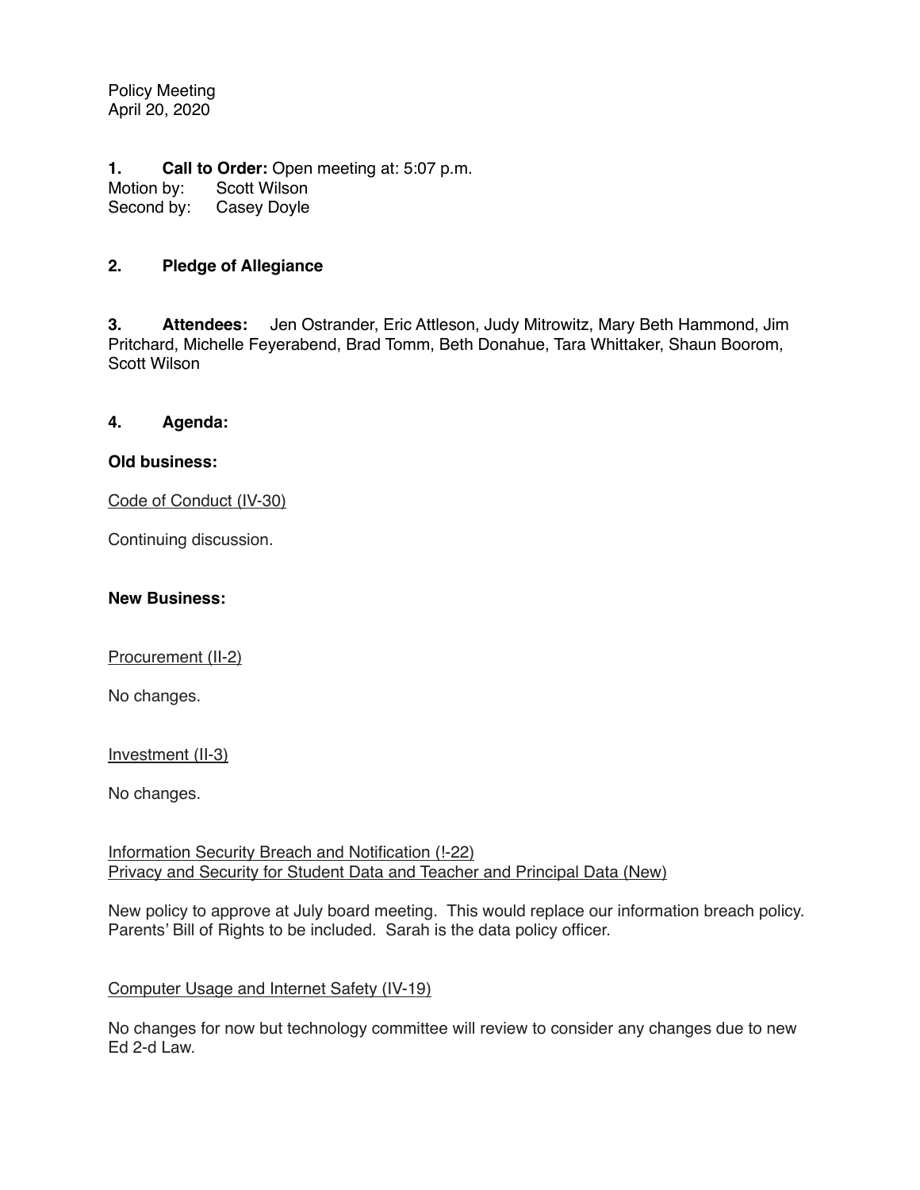Policy Meeting
April 20, 2020

**1. Call to Order:** Open meeting at: 5:07 p.m.
Motion by: Scott Wilson
Second by: Casey Doyle

**2. Pledge of Allegiance**

**3. Attendees:** Jen Ostrander, Eric Attleson, Judy Mitrowitz, Mary Beth Hammond, Jim Pritchard, Michelle Feyerabend, Brad Tomm, Beth Donahue, Tara Whittaker, Shaun Boorom, Scott Wilson

**4. Agenda:**

**Old business:**

Code of Conduct (IV-30)

Continuing discussion.

**New Business:**

Procurement (II-2)

No changes.

Investment (II-3)

No changes.

Information Security Breach and Notification (!-22)
Privacy and Security for Student Data and Teacher and Principal Data (New)

New policy to approve at July board meeting. This would replace our information breach policy. Parents' Bill of Rights to be included. Sarah is the data policy officer.

Computer Usage and Internet Safety (IV-19)

No changes for now but technology committee will review to consider any changes due to new Ed 2-d Law.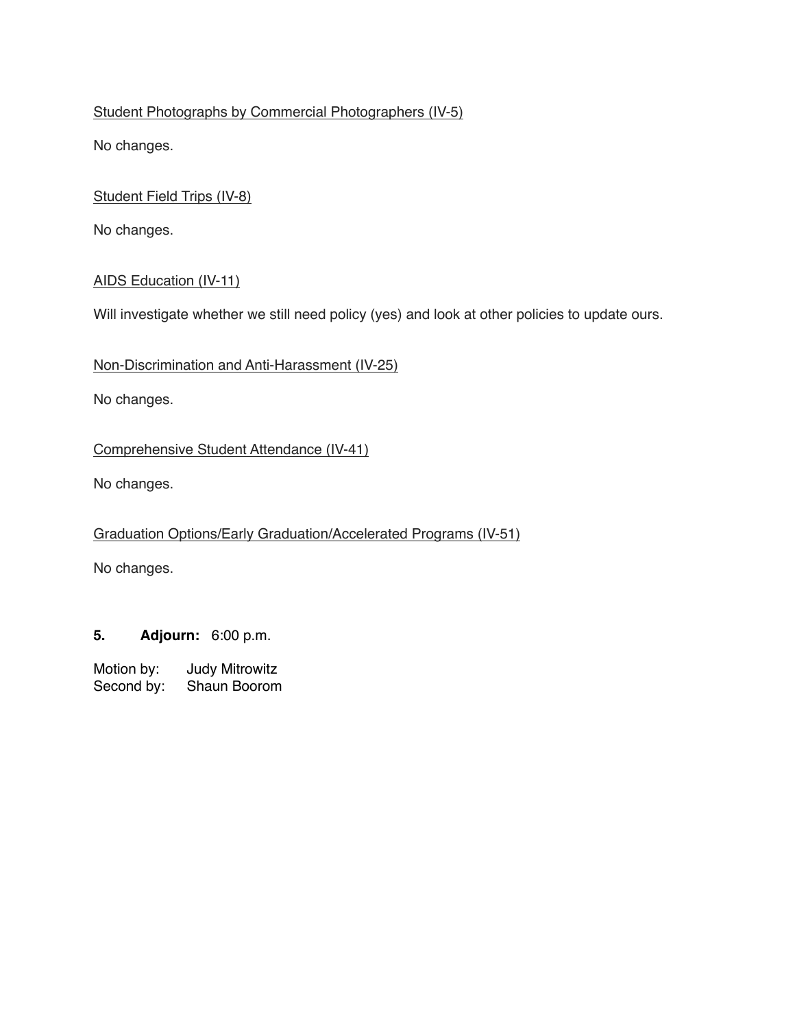<u>Student Photographs by Commercial Photographers (IV-5)</u>

No changes.

<u>Student Field Trips (IV-8)</u>

No changes.

<u>AIDS Education (IV-11)</u>

Will investigate whether we still need policy (yes) and look at other policies to update ours.

<u>Non-Discrimination and Anti-Harassment (IV-25)</u>

No changes.

<u>Comprehensive Student Attendance (IV-41)</u>

No changes.

<u>Graduation Options/Early Graduation/Accelerated Programs (IV-51)</u>

No changes.

**5. Adjourn:** 6:00 p.m.

Motion by: Judy Mitrowitz
Second by: Shaun Boorom